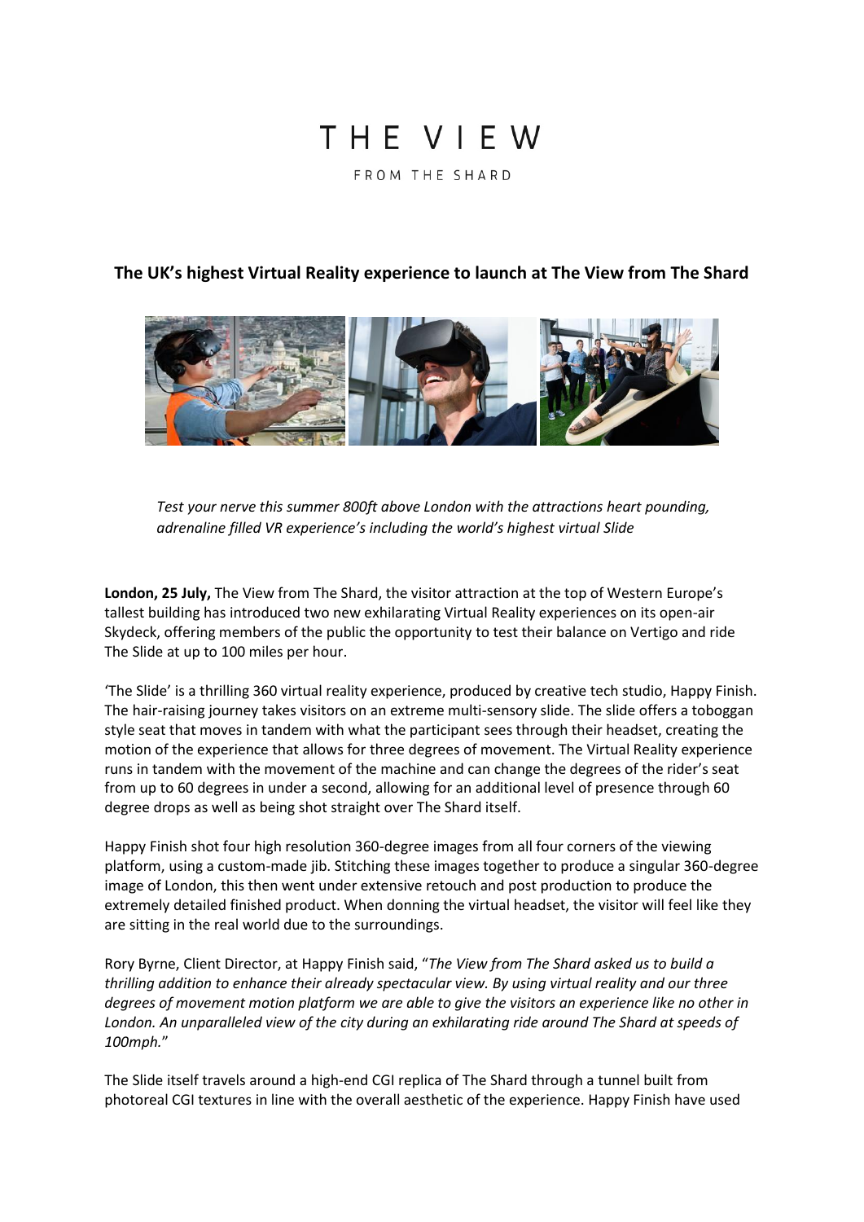# THE VIEW

FROM THE SHARD

## The UK's highest Virtual Reality experience to launch at The View from The Shard

*Test your nerve this summer 800ft above London with the attractions heart pounding, adrenaline filled VR experience's including the world's highest virtual Slide*

**London, 25 July,** The View from The Shard, the visitor attraction at the top of Western Europe's tallest building has introduced two new exhilarating Virtual Reality experiences on its open-air Skydeck, offering members of the public the opportunity to test their balance on Vertigo and ride The Slide at up to 100 miles per hour.

'The Slide' is a thrilling 360 virtual reality experience, produced by creative tech studio, Happy Finish. The hair-raising journey takes visitors on an extreme multi-sensory slide. The slide offers a toboggan style seat that moves in tandem with what the participant sees through their headset, creating the motion of the experience that allows for three degrees of movement. The Virtual Reality experience runs in tandem with the movement of the machine and can change the degrees of the rider's seat from up to 60 degrees in under a second, allowing for an additional level of presence through 60 degree drops as well as being shot straight over The Shard itself.

Happy Finish shot four high resolution 360-degree images from all four corners of the viewing platform, using a custom-made jib. Stitching these images together to produce a singular 360-degree image of London, this then went under extensive retouch and post production to produce the extremely detailed finished product. When donning the virtual headset, the visitor will feel like they are sitting in the real world due to the surroundings.

Rory Byrne, Client Director, at Happy Finish said, "*The View from The Shard asked us to build a thrilling addition to enhance their already spectacular view. By using virtual reality and our three degrees of movement motion platform we are able to give the visitors an experience like no other in London. An unparalleled view of the city during an exhilarating ride around The Shard at speeds of 100mph.*"

The Slide itself travels around a high-end CGI replica of The Shard through a tunnel built from photoreal CGI textures in line with the overall aesthetic of the experience. Happy Finish have used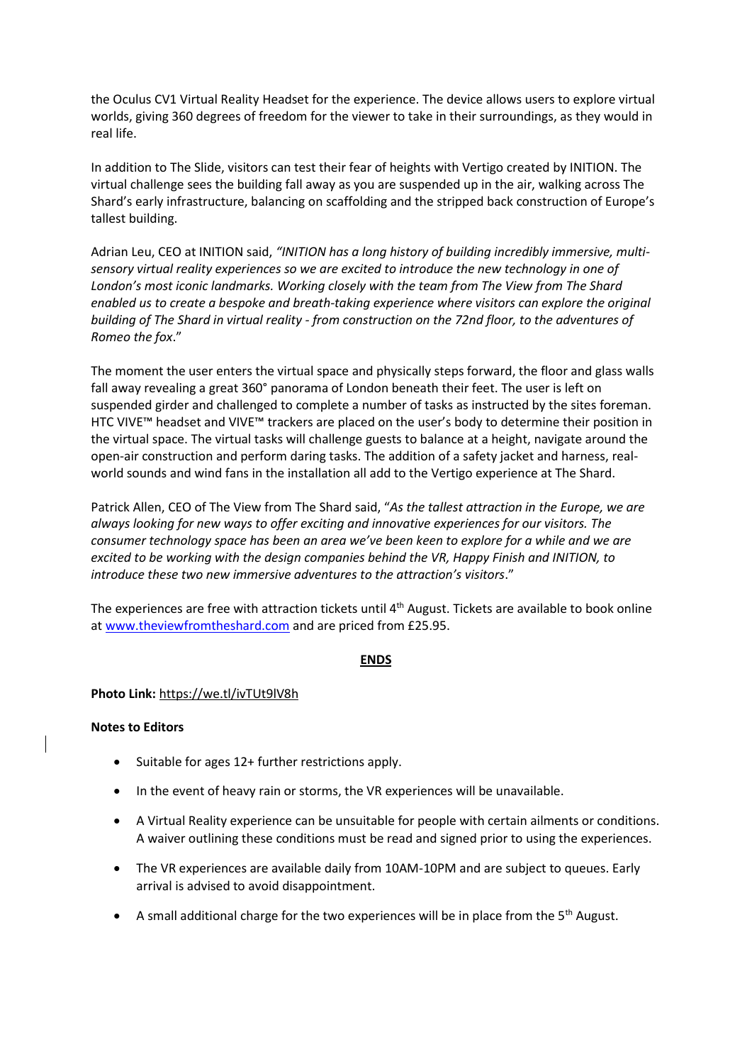the Oculus CV1 Virtual Reality Headset for the experience. The device allows users to explore virtual worlds, giving 360 degrees of freedom for the viewer to take in their surroundings, as they would in real life.

In addition to The Slide, visitors can test their fear of heights with Vertigo created by INITION. The virtual challenge sees the building fall away as you are suspended up in the air, walking across The Shard's early infrastructure, balancing on scaffolding and the stripped back construction of Europe's tallest building.

Adrian Leu, CEO at INITION said, *"INITION has a long history of building incredibly immersive, multi-sensory virtual reality experiences so we are excited to introduce the new technology in one of London's most iconic landmarks. Working closely with the team from The View from The Shard enabled us to create a bespoke and breath-taking experience where visitors can explore the original building of The Shard in virtual reality - from construction on the 72nd floor, to the adventures of Romeo the fox*."

The moment the user enters the virtual space and physically steps forward, the floor and glass walls fall away revealing a great 360° panorama of London beneath their feet. The user is left on suspended girder and challenged to complete a number of tasks as instructed by the sites foreman. HTC VIVE™ headset and VIVE™ trackers are placed on the user's body to determine their position in the virtual space. The virtual tasks will challenge guests to balance at a height, navigate around the open-air construction and perform daring tasks. The addition of a safety jacket and harness, real-world sounds and wind fans in the installation all add to the Vertigo experience at The Shard.

Patrick Allen, CEO of The View from The Shard said, "*As the tallest attraction in the Europe, we are always looking for new ways to offer exciting and innovative experiences for our visitors. The consumer technology space has been an area we've been keen to explore for a while and we are excited to be working with the design companies behind the VR, Happy Finish and INITION, to introduce these two new immersive adventures to the attraction's visitors*."

The experiences are free with attraction tickets until 4th August. Tickets are available to book online at www.theviewfromtheshard.com and are priced from £25.95.

**ENDS**

**Photo Link:** https://we.tl/ivTUt9lV8h

**Notes to Editors**

- Suitable for ages 12+ further restrictions apply.
- In the event of heavy rain or storms, the VR experiences will be unavailable.
- A Virtual Reality experience can be unsuitable for people with certain ailments or conditions. A waiver outlining these conditions must be read and signed prior to using the experiences.
- The VR experiences are available daily from 10AM-10PM and are subject to queues. Early arrival is advised to avoid disappointment.
- A small additional charge for the two experiences will be in place from the 5th August.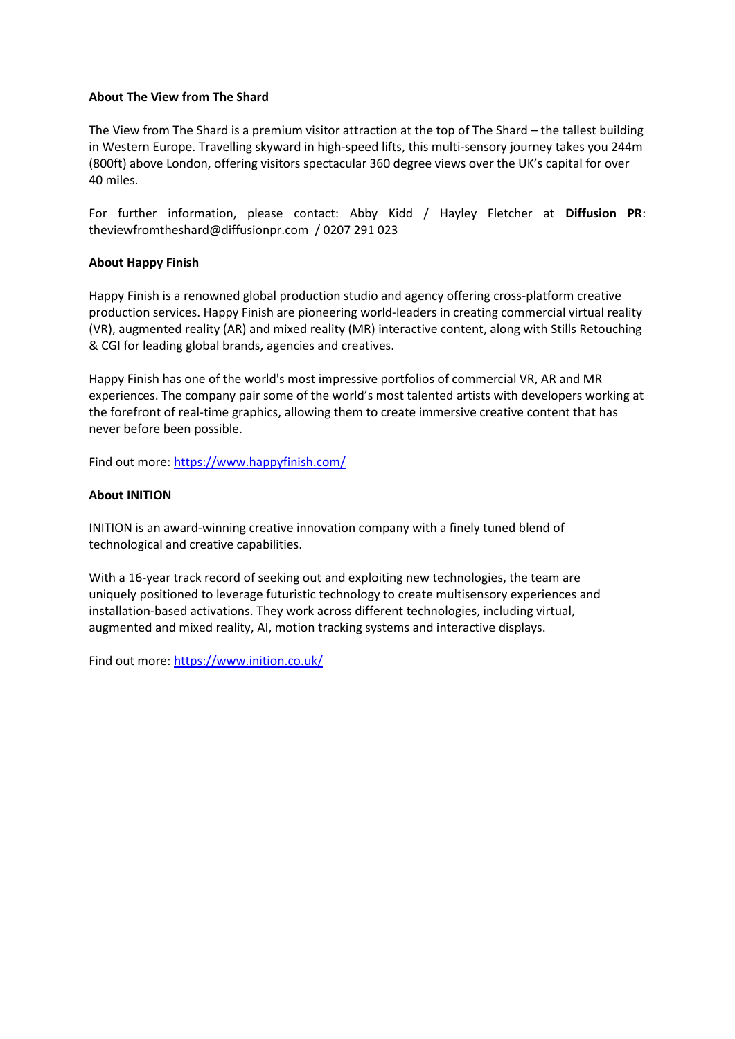**About The View from The Shard**

The View from The Shard is a premium visitor attraction at the top of The Shard – the tallest building in Western Europe. Travelling skyward in high-speed lifts, this multi-sensory journey takes you 244m (800ft) above London, offering visitors spectacular 360 degree views over the UK's capital for over 40 miles.

For further information, please contact: Abby Kidd / Hayley Fletcher at **Diffusion PR**: theviewfromtheshard@diffusionpr.com / 0207 291 023

**About Happy Finish**

Happy Finish is a renowned global production studio and agency offering cross-platform creative production services. Happy Finish are pioneering world-leaders in creating commercial virtual reality (VR), augmented reality (AR) and mixed reality (MR) interactive content, along with Stills Retouching & CGI for leading global brands, agencies and creatives.

Happy Finish has one of the world's most impressive portfolios of commercial VR, AR and MR experiences. The company pair some of the world's most talented artists with developers working at the forefront of real-time graphics, allowing them to create immersive creative content that has never before been possible.

Find out more: https://www.happyfinish.com/

**About INITION**

INITION is an award-winning creative innovation company with a finely tuned blend of technological and creative capabilities.

With a 16-year track record of seeking out and exploiting new technologies, the team are uniquely positioned to leverage futuristic technology to create multisensory experiences and installation-based activations. They work across different technologies, including virtual, augmented and mixed reality, AI, motion tracking systems and interactive displays.

Find out more: https://www.inition.co.uk/